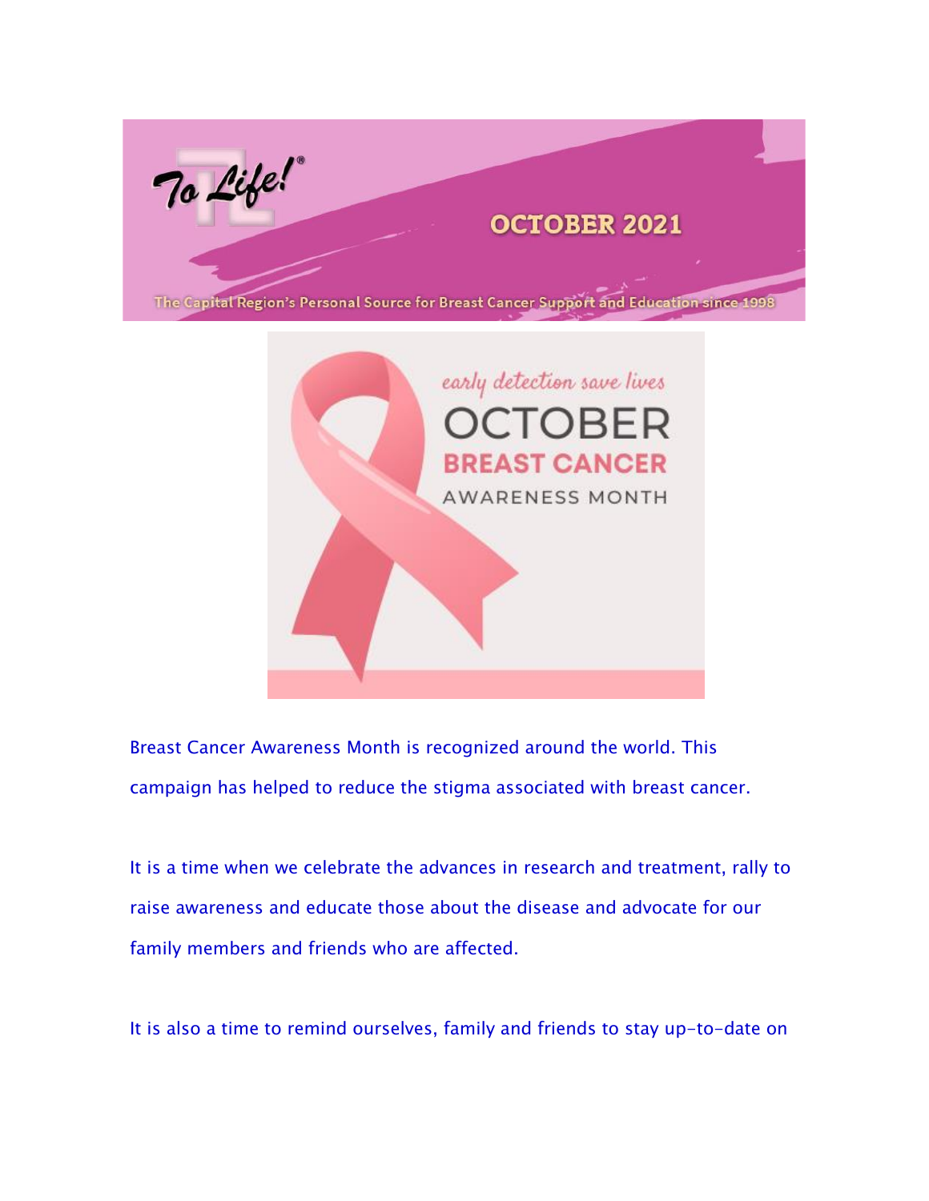To Life!®

OCTOBER 2021

The Capital Region's Personal Source for Breast Cancer Support and Education since 1998

early detection save lives

# OCTOBER BREAST CANCER AWARENESS MONTH

Breast Cancer Awareness Month is recognized around the world. This campaign has helped to reduce the stigma associated with breast cancer.

It is a time when we celebrate the advances in research and treatment, rally to raise awareness and educate those about the disease and advocate for our family members and friends who are affected.

It is also a time to remind ourselves, family and friends to stay up-to-date on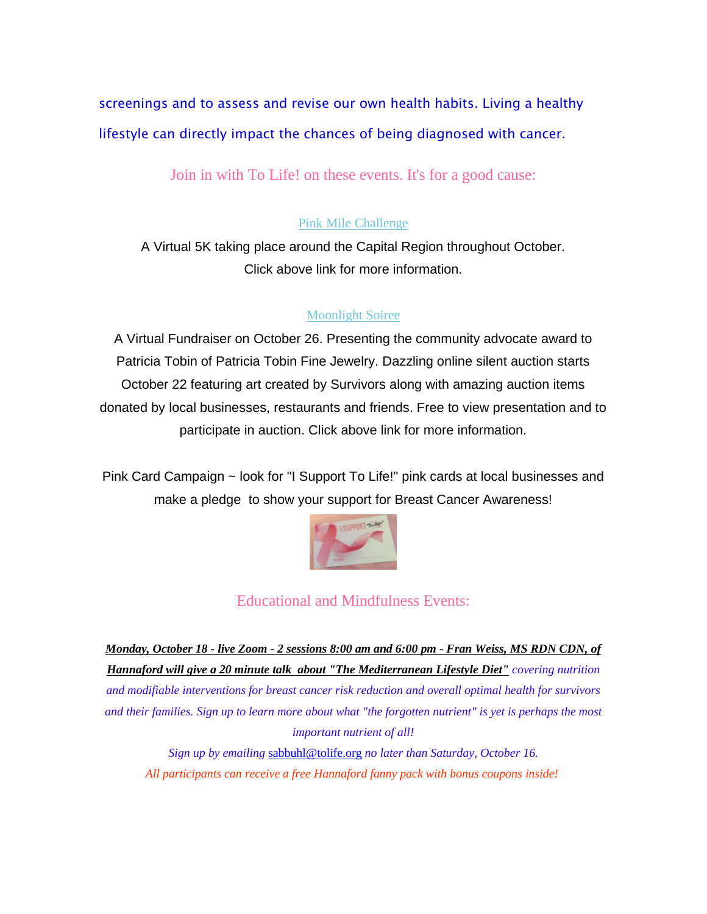screenings and to assess and revise our own health habits. Living a healthy lifestyle can directly impact the chances of being diagnosed with cancer.

## Join in with To Life! on these events. It's for a good cause:

### Pink Mile Challenge

A Virtual 5K taking place around the Capital Region throughout October.
Click above link for more information.

### Moonlight Soiree

A Virtual Fundraiser on October 26. Presenting the community advocate award to Patricia Tobin of Patricia Tobin Fine Jewelry. Dazzling online silent auction starts October 22 featuring art created by Survivors along with amazing auction items donated by local businesses, restaurants and friends. Free to view presentation and to participate in auction. Click above link for more information.

Pink Card Campaign ~ look for "I Support To Life!" pink cards at local businesses and make a pledge to show your support for Breast Cancer Awareness!

## Educational and Mindfulness Events:

***Monday, October 18 - live Zoom - 2 sessions 8:00 am and 6:00 pm - Fran Weiss, MS RDN CDN, of Hannaford will give a 20 minute talk about "The Mediterranean Lifestyle Diet"*** *covering nutrition and modifiable interventions for breast cancer risk reduction and overall optimal health for survivors and their families. Sign up to learn more about what "the forgotten nutrient" is yet is perhaps the most important nutrient of all!*

*Sign up by emailing sabbuhl@tolife.org no later than Saturday, October 16.*

*All participants can receive a free Hannaford fanny pack with bonus coupons inside!*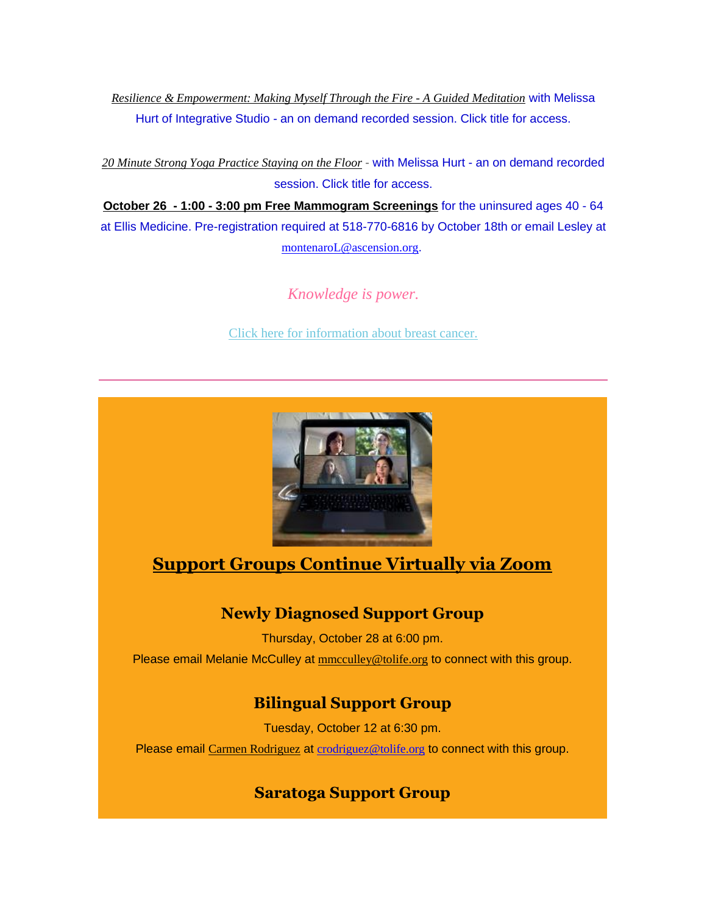*Resilience & Empowerment: Making Myself Through the Fire - A Guided Meditation* with Melissa Hurt of Integrative Studio - an on demand recorded session. Click title for access.

*20 Minute Strong Yoga Practice Staying on the Floor* - with Melissa Hurt - an on demand recorded session. Click title for access.

**October 26 - 1:00 - 3:00 pm Free Mammogram Screenings** for the uninsured ages 40 - 64 at Ellis Medicine. Pre-registration required at 518-770-6816 by October 18th or email Lesley at montenaroL@ascension.org.

*Knowledge is power.*

Click here for information about breast cancer.

---

## Support Groups Continue Virtually via Zoom

### Newly Diagnosed Support Group

Thursday, October 28 at 6:00 pm.

Please email Melanie McCulley at mmcculley@tolife.org to connect with this group.

### Bilingual Support Group

Tuesday, October 12 at 6:30 pm.

Please email Carmen Rodriguez at crodriguez@tolife.org to connect with this group.

### Saratoga Support Group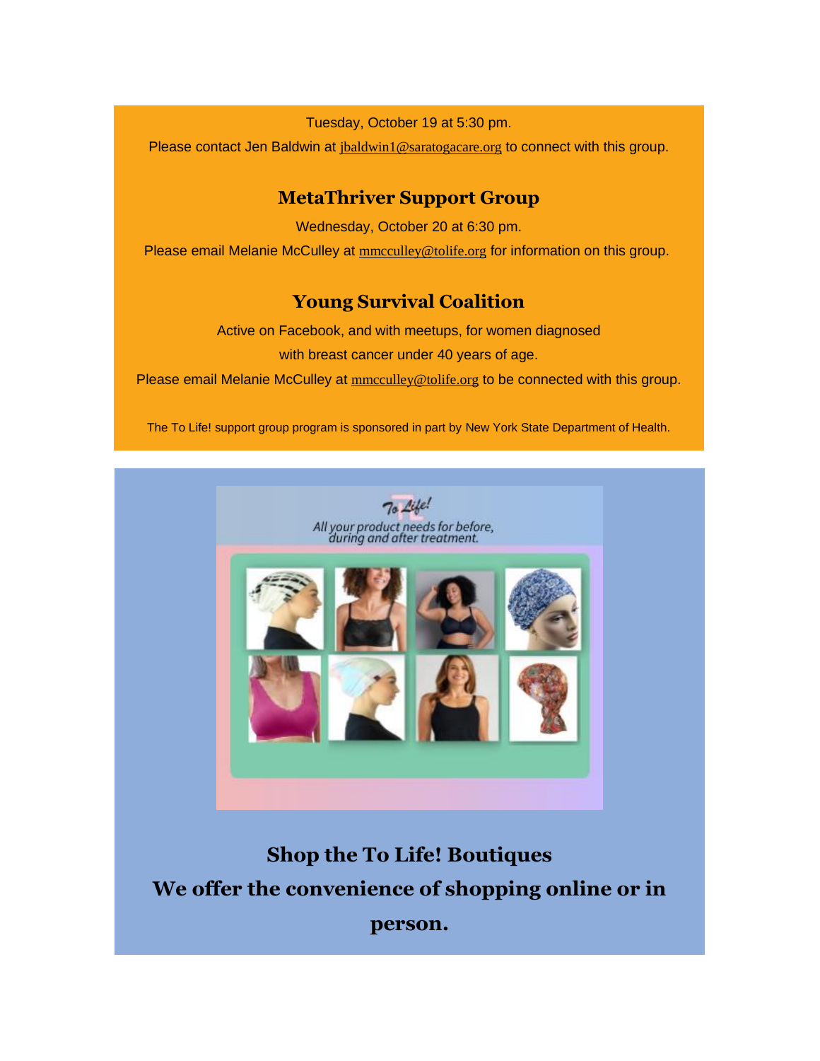Tuesday, October 19 at 5:30 pm.

Please contact Jen Baldwin at jbaldwin1@saratogacare.org to connect with this group.

### MetaThriver Support Group

Wednesday, October 20 at 6:30 pm.

Please email Melanie McCulley at mmcculley@tolife.org for information on this group.

### Young Survival Coalition

Active on Facebook, and with meetups, for women diagnosed with breast cancer under 40 years of age.

Please email Melanie McCulley at mmcculley@tolife.org to be connected with this group.

The To Life! support group program is sponsored in part by New York State Department of Health.

### Shop the To Life! Boutiques

### We offer the convenience of shopping online or in person.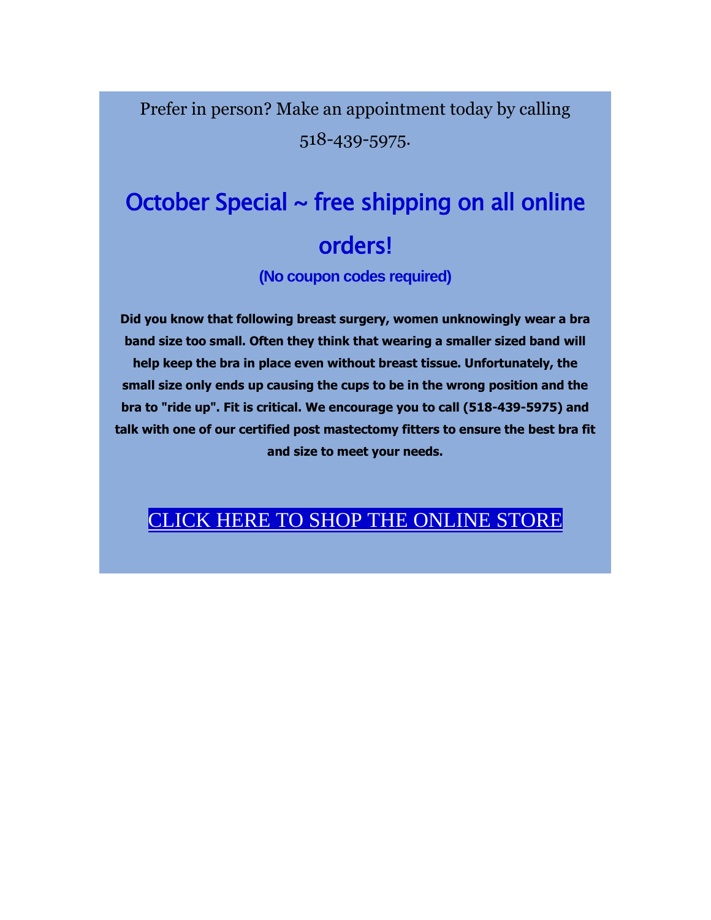Prefer in person? Make an appointment today by calling 518-439-5975.

## October Special ~ free shipping on all online orders!

### (No coupon codes required)

**Did you know that following breast surgery, women unknowingly wear a bra band size too small. Often they think that wearing a smaller sized band will help keep the bra in place even without breast tissue. Unfortunately, the small size only ends up causing the cups to be in the wrong position and the bra to "ride up". Fit is critical. We encourage you to call (518-439-5975) and talk with one of our certified post mastectomy fitters to ensure the best bra fit and size to meet your needs.**

CLICK HERE TO SHOP THE ONLINE STORE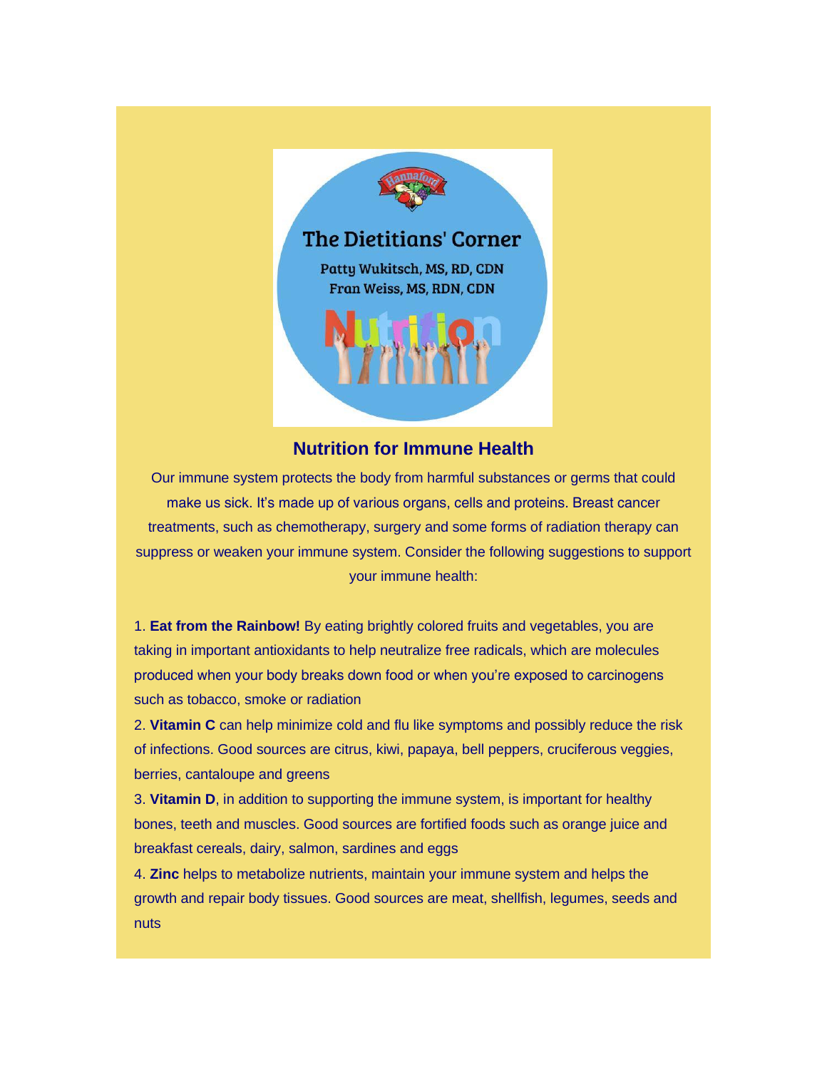The Dietitians' Corner

Patty Wukitsch, MS, RD, CDN
Fran Weiss, MS, RDN, CDN

Nutrition

## Nutrition for Immune Health

Our immune system protects the body from harmful substances or germs that could make us sick. It's made up of various organs, cells and proteins. Breast cancer treatments, such as chemotherapy, surgery and some forms of radiation therapy can suppress or weaken your immune system. Consider the following suggestions to support your immune health:

1. **Eat from the Rainbow!** By eating brightly colored fruits and vegetables, you are taking in important antioxidants to help neutralize free radicals, which are molecules produced when your body breaks down food or when you're exposed to carcinogens such as tobacco, smoke or radiation
2. **Vitamin C** can help minimize cold and flu like symptoms and possibly reduce the risk of infections. Good sources are citrus, kiwi, papaya, bell peppers, cruciferous veggies, berries, cantaloupe and greens
3. **Vitamin D**, in addition to supporting the immune system, is important for healthy bones, teeth and muscles. Good sources are fortified foods such as orange juice and breakfast cereals, dairy, salmon, sardines and eggs
4. **Zinc** helps to metabolize nutrients, maintain your immune system and helps the growth and repair body tissues. Good sources are meat, shellfish, legumes, seeds and nuts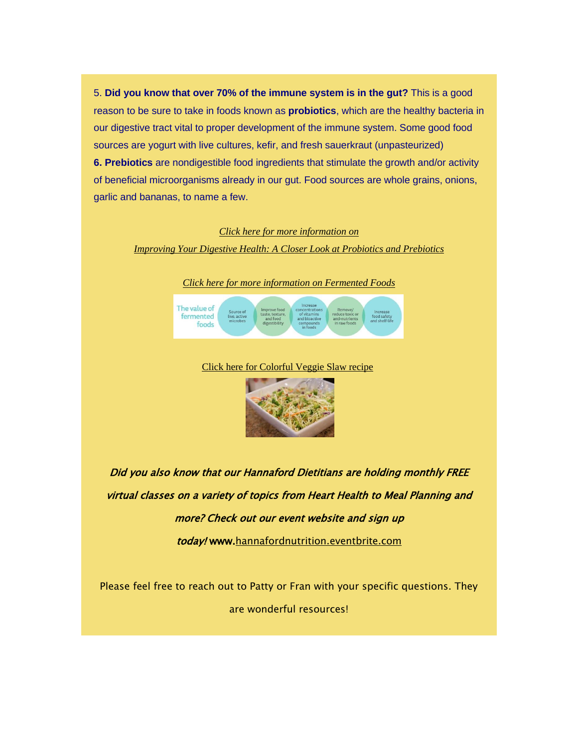5. **Did you know that over 70% of the immune system is in the gut?** This is a good reason to be sure to take in foods known as **probiotics**, which are the healthy bacteria in our digestive tract vital to proper development of the immune system. Some good food sources are yogurt with live cultures, kefir, and fresh sauerkraut (unpasteurized)

**6. Prebiotics** are nondigestible food ingredients that stimulate the growth and/or activity of beneficial microorganisms already in our gut. Food sources are whole grains, onions, garlic and bananas, to name a few.

*Click here for more information on*
*Improving Your Digestive Health: A Closer Look at Probiotics and Prebiotics*

*Click here for more information on Fermented Foods*

Click here for Colorful Veggie Slaw recipe

***Did you also know that our Hannaford Dietitians are holding monthly FREE virtual classes on a variety of topics from Heart Health to Meal Planning and more? Check out our event website and sign up today!*** www.hannafordnutrition.eventbrite.com

Please feel free to reach out to Patty or Fran with your specific questions. They are wonderful resources!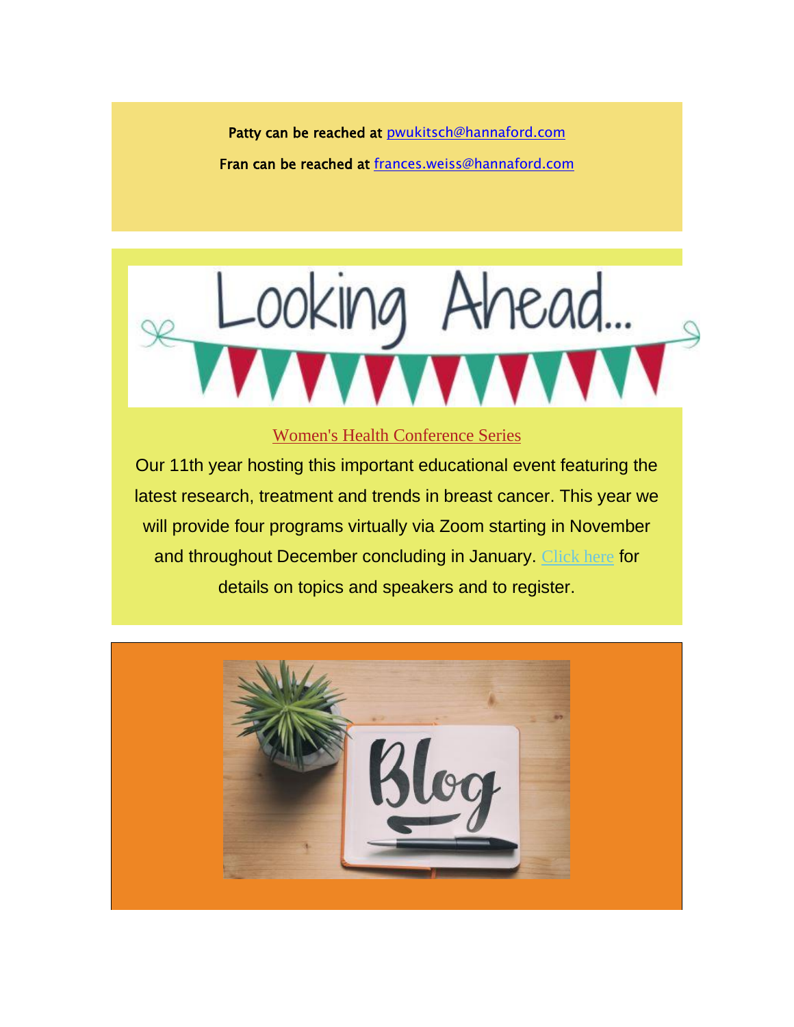Patty can be reached at pwukitsch@hannaford.com

Fran can be reached at frances.weiss@hannaford.com

Looking Ahead...

Women's Health Conference Series

Our 11th year hosting this important educational event featuring the latest research, treatment and trends in breast cancer. This year we will provide four programs virtually via Zoom starting in November and throughout December concluding in January. Click here for details on topics and speakers and to register.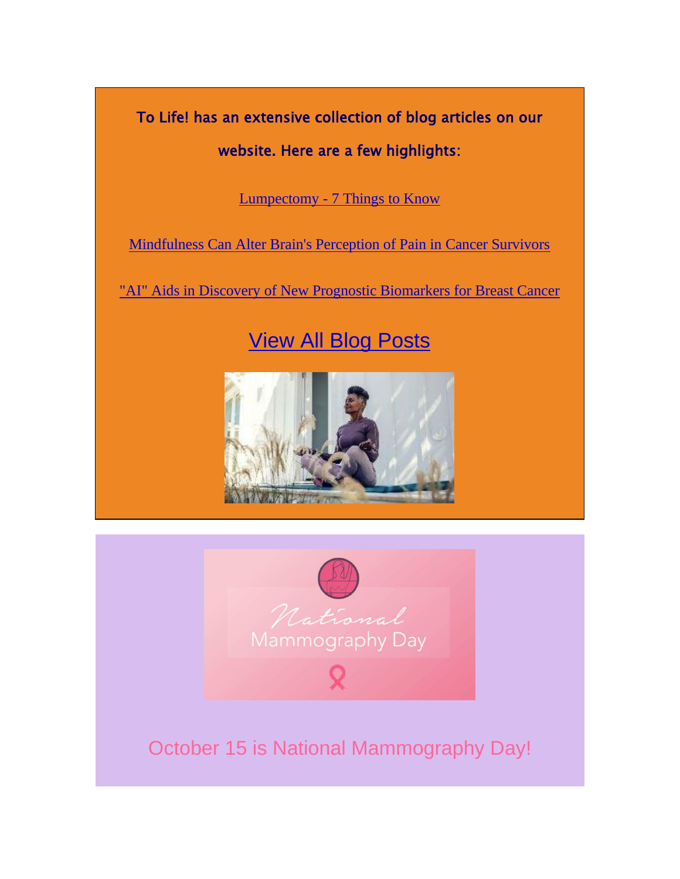**To Life! has an extensive collection of blog articles on our website. Here are a few highlights:**

Lumpectomy - 7 Things to Know

Mindfulness Can Alter Brain's Perception of Pain in Cancer Survivors

"AI" Aids in Discovery of New Prognostic Biomarkers for Breast Cancer

## View All Blog Posts

October 15 is National Mammography Day!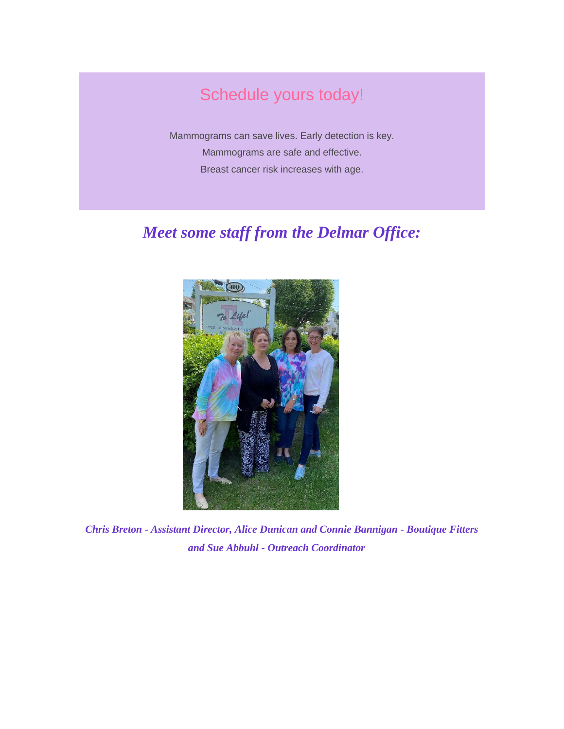## Schedule yours today!

Mammograms can save lives. Early detection is key.

Mammograms are safe and effective.

Breast cancer risk increases with age.

## *Meet some staff from the Delmar Office:*

***Chris Breton - Assistant Director, Alice Dunican and Connie Bannigan - Boutique Fitters and Sue Abbuhl - Outreach Coordinator***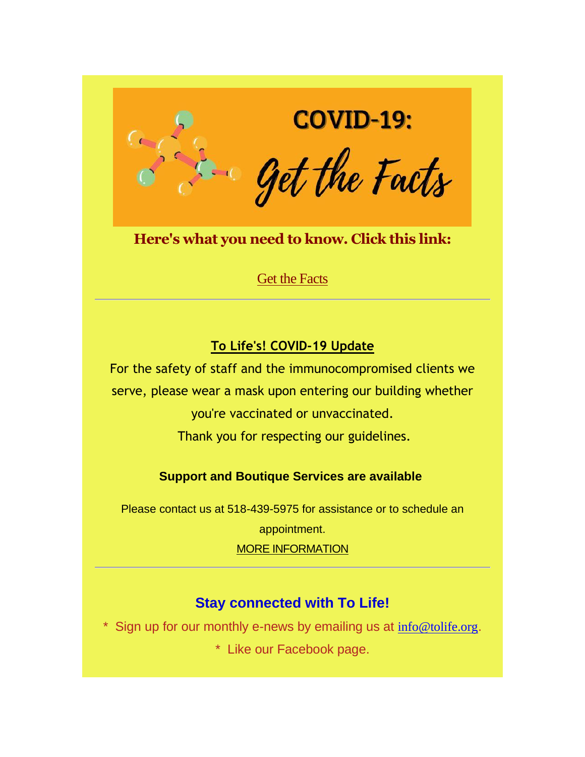# COVID-19: Get the Facts

**Here's what you need to know. Click this link:**

Get the Facts

---

**To Life's! COVID-19 Update**

For the safety of staff and the immunocompromised clients we serve, please wear a mask upon entering our building whether you're vaccinated or unvaccinated.
Thank you for respecting our guidelines.

**Support and Boutique Services are available**

Please contact us at 518-439-5975 for assistance or to schedule an appointment.
MORE INFORMATION

---

## Stay connected with To Life!

* Sign up for our monthly e-news by emailing us at info@tolife.org.
* Like our Facebook page.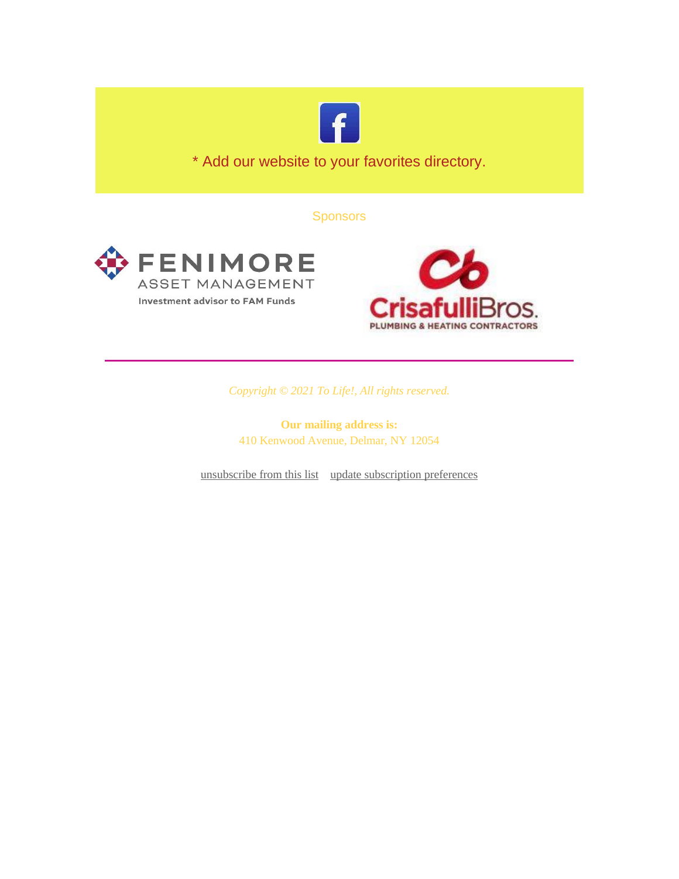* Add our website to your favorites directory.

Sponsors

FENIMORE
ASSET MANAGEMENT
Investment advisor to FAM Funds

CrisafulliBros.
PLUMBING & HEATING CONTRACTORS

---

*Copyright © 2021 To Life!, All rights reserved.*

**Our mailing address is:**
410 Kenwood Avenue, Delmar, NY 12054

unsubscribe from this list    update subscription preferences